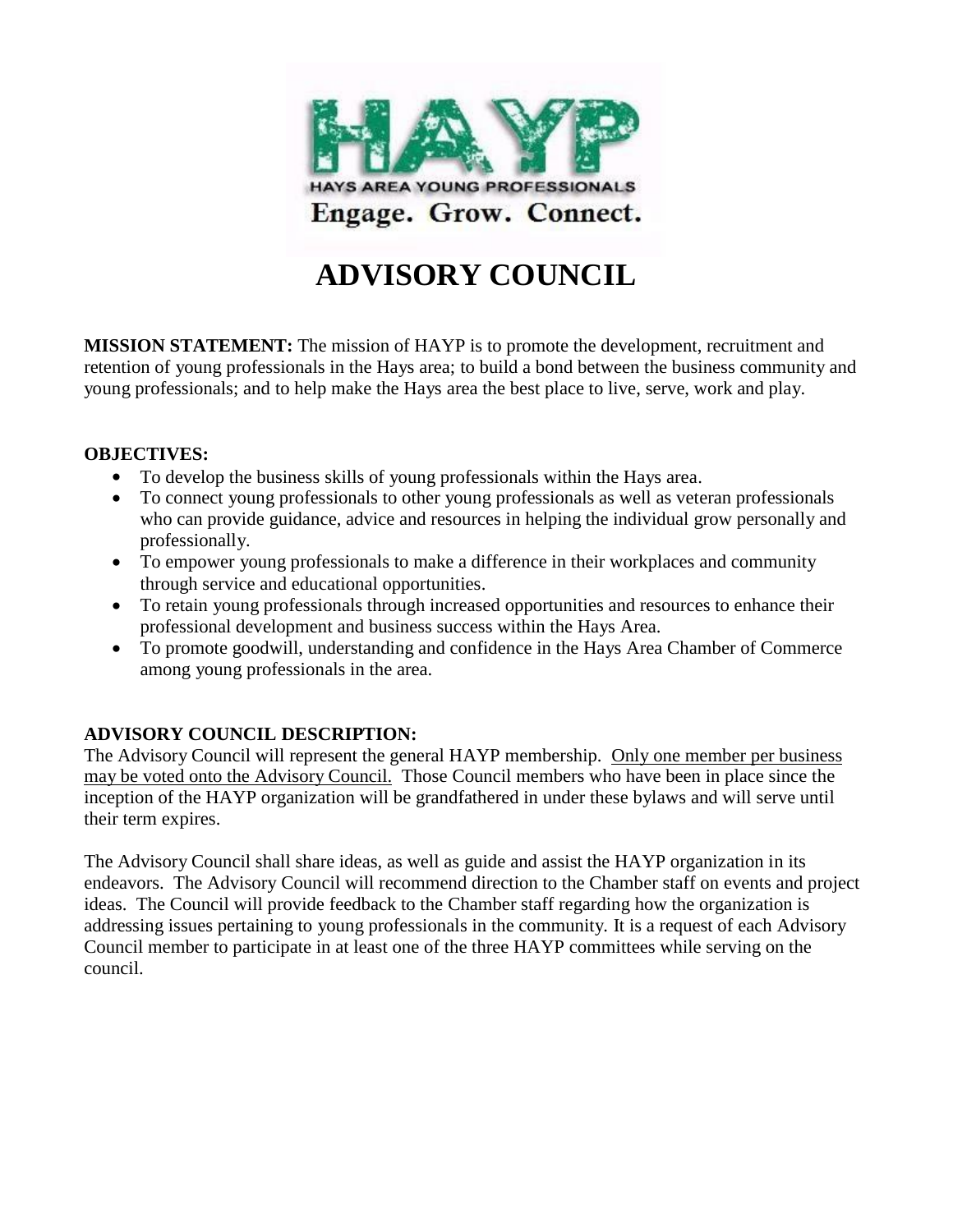HAYP

HAYS AREA YOUNG PROFESSIONALS

Engage. Grow. Connect.

# ADVISORY COUNCIL

**MISSION STATEMENT:** The mission of HAYP is to promote the development, recruitment and retention of young professionals in the Hays area; to build a bond between the business community and young professionals; and to help make the Hays area the best place to live, serve, work and play.

**OBJECTIVES:**

- To develop the business skills of young professionals within the Hays area.
- To connect young professionals to other young professionals as well as veteran professionals who can provide guidance, advice and resources in helping the individual grow personally and professionally.
- To empower young professionals to make a difference in their workplaces and community through service and educational opportunities.
- To retain young professionals through increased opportunities and resources to enhance their professional development and business success within the Hays Area.
- To promote goodwill, understanding and confidence in the Hays Area Chamber of Commerce among young professionals in the area.

**ADVISORY COUNCIL DESCRIPTION:**

The Advisory Council will represent the general HAYP membership. <u>Only one member per business may be voted onto the Advisory Council.</u> Those Council members who have been in place since the inception of the HAYP organization will be grandfathered in under these bylaws and will serve until their term expires.

The Advisory Council shall share ideas, as well as guide and assist the HAYP organization in its endeavors. The Advisory Council will recommend direction to the Chamber staff on events and project ideas. The Council will provide feedback to the Chamber staff regarding how the organization is addressing issues pertaining to young professionals in the community. It is a request of each Advisory Council member to participate in at least one of the three HAYP committees while serving on the council.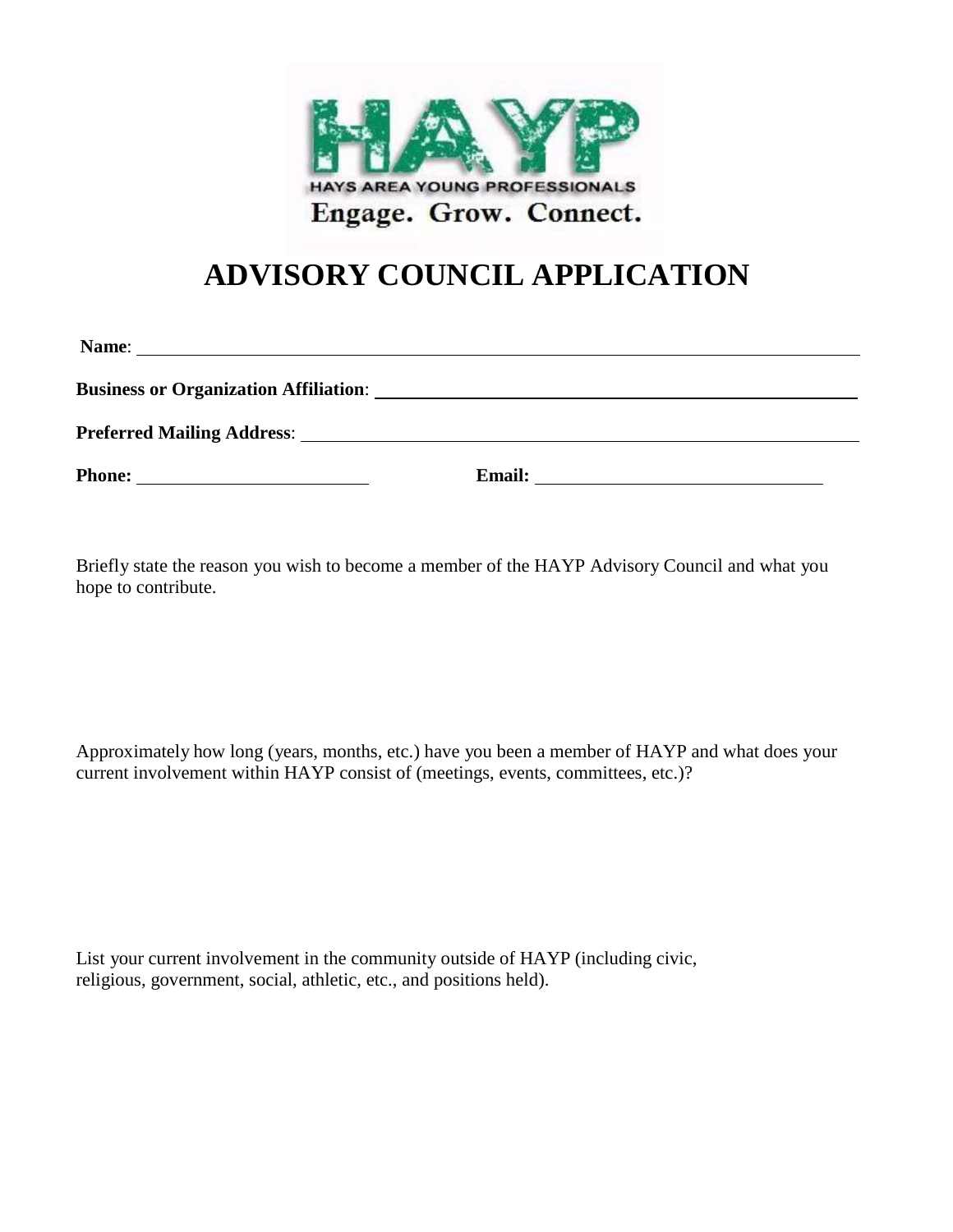HAYS AREA YOUNG PROFESSIONALS

Engage. Grow. Connect.

# ADVISORY COUNCIL APPLICATION

**Name**: ______________________________________________________________

**Business or Organization Affiliation**: ____________________________________________

**Preferred Mailing Address**: ___________________________________________________

**Phone:** ________________________ **Email:** ______________________________

Briefly state the reason you wish to become a member of the HAYP Advisory Council and what you hope to contribute.

Approximately how long (years, months, etc.) have you been a member of HAYP and what does your current involvement within HAYP consist of (meetings, events, committees, etc.)?

List your current involvement in the community outside of HAYP (including civic, religious, government, social, athletic, etc., and positions held).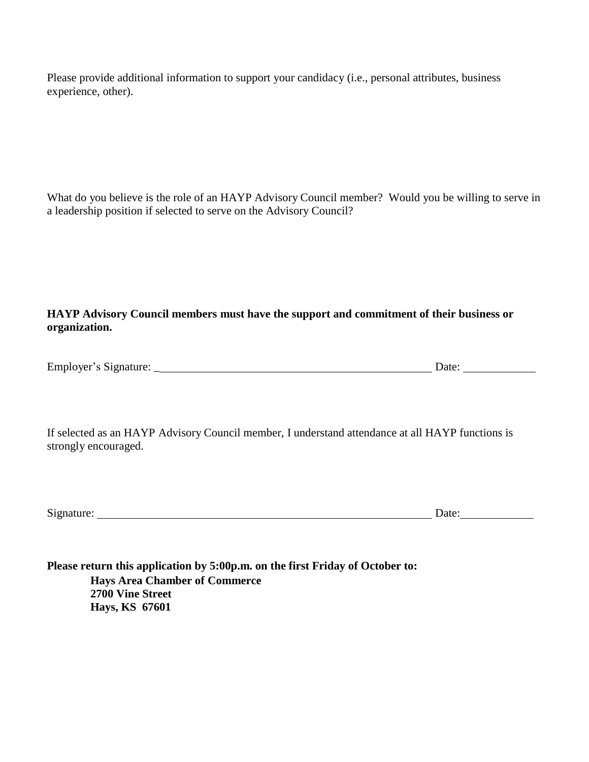Please provide additional information to support your candidacy (i.e., personal attributes, business experience, other).

What do you believe is the role of an HAYP Advisory Council member? Would you be willing to serve in a leadership position if selected to serve on the Advisory Council?

**HAYP Advisory Council members must have the support and commitment of their business or organization.**

Employer's Signature: _______________________________________________ Date: ____________

If selected as an HAYP Advisory Council member, I understand attendance at all HAYP functions is strongly encouraged.

Signature: _______________________________________________________ Date: ____________

**Please return this application by 5:00p.m. on the first Friday of October to:**

**Hays Area Chamber of Commerce**
**2700 Vine Street**
**Hays, KS 67601**